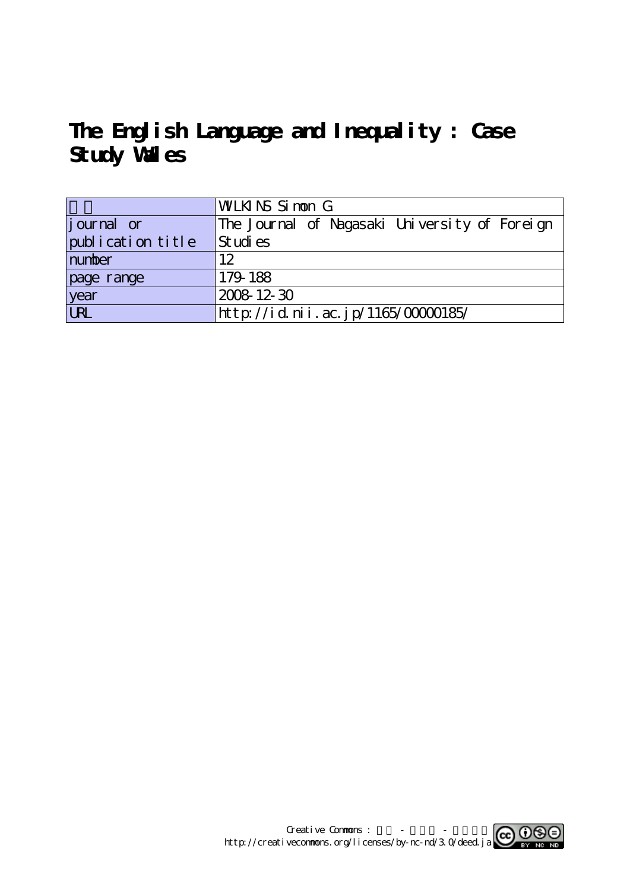# The English Language and Inequality : Case Study Wales

| 著者 | WILKINS Simon G. |
|---|---|
| journal or publication title | The Journal of Nagasaki University of Foreign Studies |
| number | 12 |
| page range | 179-188 |
| year | 2008-12-30 |
| URL | http://id.nii.ac.jp/1165/00000185/ |

Creative Commons : 表示 - 非営利 - 改変禁止
http://creativecommons.org/licenses/by-nc-nd/3.0/deed.ja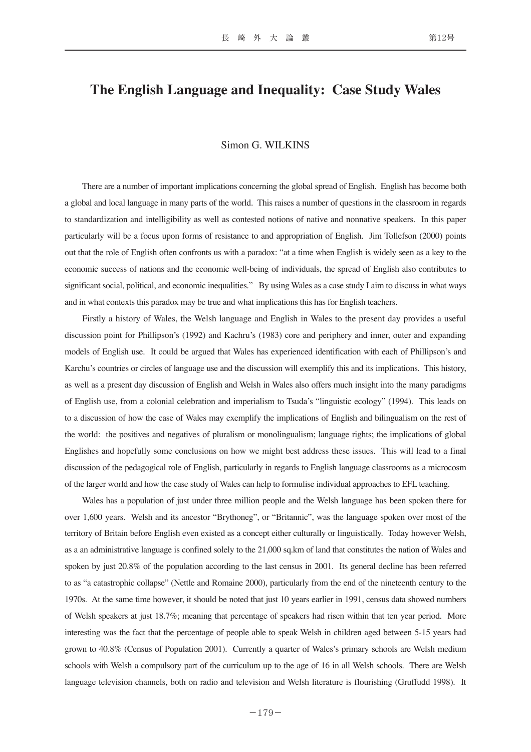# The English Language and Inequality: Case Study Wales

Simon G. WILKINS

There are a number of important implications concerning the global spread of English. English has become both a global and local language in many parts of the world. This raises a number of questions in the classroom in regards to standardization and intelligibility as well as contested notions of native and nonnative speakers. In this paper particularly will be a focus upon forms of resistance to and appropriation of English. Jim Tollefson (2000) points out that the role of English often confronts us with a paradox: "at a time when English is widely seen as a key to the economic success of nations and the economic well-being of individuals, the spread of English also contributes to significant social, political, and economic inequalities." By using Wales as a case study I aim to discuss in what ways and in what contexts this paradox may be true and what implications this has for English teachers.

Firstly a history of Wales, the Welsh language and English in Wales to the present day provides a useful discussion point for Phillipson's (1992) and Kachru's (1983) core and periphery and inner, outer and expanding models of English use. It could be argued that Wales has experienced identification with each of Phillipson's and Karchu's countries or circles of language use and the discussion will exemplify this and its implications. This history, as well as a present day discussion of English and Welsh in Wales also offers much insight into the many paradigms of English use, from a colonial celebration and imperialism to Tsuda's "linguistic ecology" (1994). This leads on to a discussion of how the case of Wales may exemplify the implications of English and bilingualism on the rest of the world: the positives and negatives of pluralism or monolingualism; language rights; the implications of global Englishes and hopefully some conclusions on how we might best address these issues. This will lead to a final discussion of the pedagogical role of English, particularly in regards to English language classrooms as a microcosm of the larger world and how the case study of Wales can help to formulise individual approaches to EFL teaching.

Wales has a population of just under three million people and the Welsh language has been spoken there for over 1,600 years. Welsh and its ancestor "Brythoneg", or "Britannic", was the language spoken over most of the territory of Britain before English even existed as a concept either culturally or linguistically. Today however Welsh, as a an administrative language is confined solely to the 21,000 sq.km of land that constitutes the nation of Wales and spoken by just 20.8% of the population according to the last census in 2001. Its general decline has been referred to as "a catastrophic collapse" (Nettle and Romaine 2000), particularly from the end of the nineteenth century to the 1970s. At the same time however, it should be noted that just 10 years earlier in 1991, census data showed numbers of Welsh speakers at just 18.7%; meaning that percentage of speakers had risen within that ten year period. More interesting was the fact that the percentage of people able to speak Welsh in children aged between 5-15 years had grown to 40.8% (Census of Population 2001). Currently a quarter of Wales's primary schools are Welsh medium schools with Welsh a compulsory part of the curriculum up to the age of 16 in all Welsh schools. There are Welsh language television channels, both on radio and television and Welsh literature is flourishing (Gruffudd 1998). It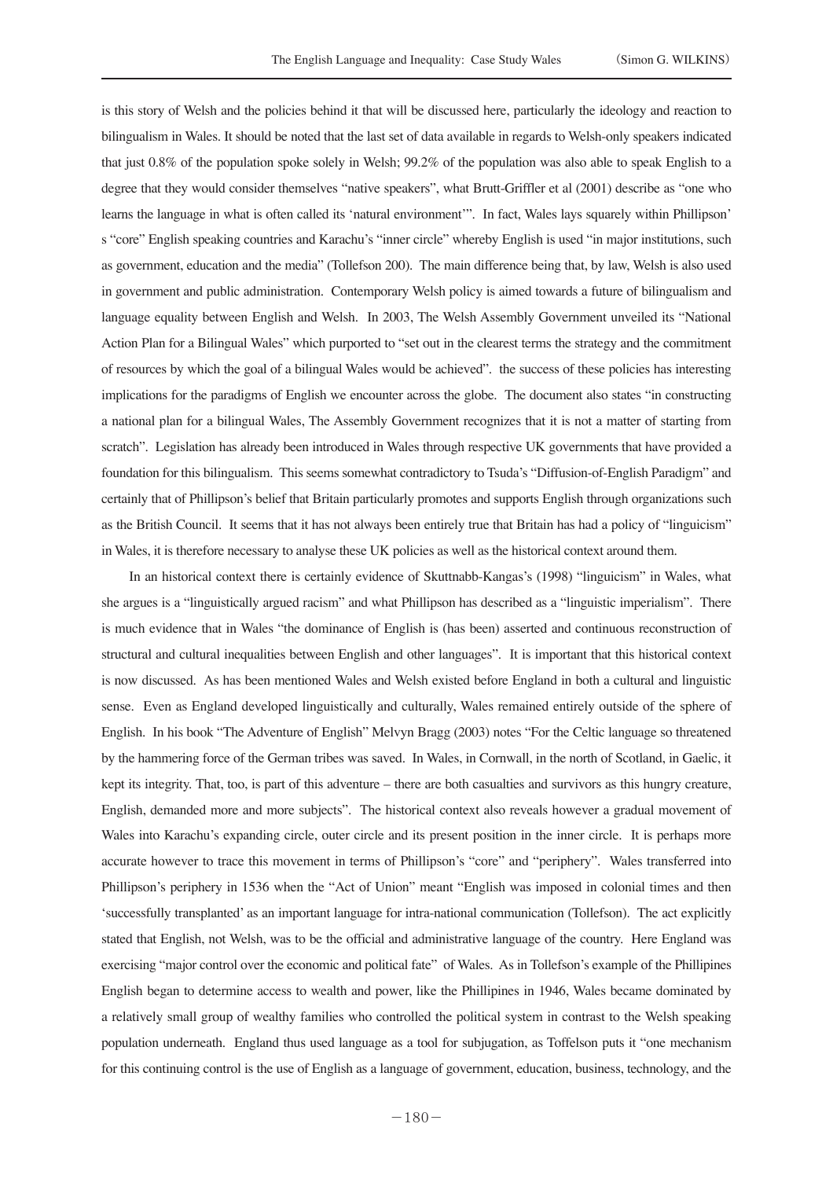is this story of Welsh and the policies behind it that will be discussed here, particularly the ideology and reaction to bilingualism in Wales. It should be noted that the last set of data available in regards to Welsh-only speakers indicated that just 0.8% of the population spoke solely in Welsh; 99.2% of the population was also able to speak English to a degree that they would consider themselves "native speakers", what Brutt-Griffler et al (2001) describe as "one who learns the language in what is often called its 'natural environment'". In fact, Wales lays squarely within Phillipson's "core" English speaking countries and Karachu's "inner circle" whereby English is used "in major institutions, such as government, education and the media" (Tollefson 200). The main difference being that, by law, Welsh is also used in government and public administration. Contemporary Welsh policy is aimed towards a future of bilingualism and language equality between English and Welsh. In 2003, The Welsh Assembly Government unveiled its "National Action Plan for a Bilingual Wales" which purported to "set out in the clearest terms the strategy and the commitment of resources by which the goal of a bilingual Wales would be achieved". the success of these policies has interesting implications for the paradigms of English we encounter across the globe. The document also states "in constructing a national plan for a bilingual Wales, The Assembly Government recognizes that it is not a matter of starting from scratch". Legislation has already been introduced in Wales through respective UK governments that have provided a foundation for this bilingualism. This seems somewhat contradictory to Tsuda's "Diffusion-of-English Paradigm" and certainly that of Phillipson's belief that Britain particularly promotes and supports English through organizations such as the British Council. It seems that it has not always been entirely true that Britain has had a policy of "linguicism" in Wales, it is therefore necessary to analyse these UK policies as well as the historical context around them.

In an historical context there is certainly evidence of Skuttnabb-Kangas's (1998) "linguicism" in Wales, what she argues is a "linguistically argued racism" and what Phillipson has described as a "linguistic imperialism". There is much evidence that in Wales "the dominance of English is (has been) asserted and continuous reconstruction of structural and cultural inequalities between English and other languages". It is important that this historical context is now discussed. As has been mentioned Wales and Welsh existed before England in both a cultural and linguistic sense. Even as England developed linguistically and culturally, Wales remained entirely outside of the sphere of English. In his book "The Adventure of English" Melvyn Bragg (2003) notes "For the Celtic language so threatened by the hammering force of the German tribes was saved. In Wales, in Cornwall, in the north of Scotland, in Gaelic, it kept its integrity. That, too, is part of this adventure – there are both casualties and survivors as this hungry creature, English, demanded more and more subjects". The historical context also reveals however a gradual movement of Wales into Karachu's expanding circle, outer circle and its present position in the inner circle. It is perhaps more accurate however to trace this movement in terms of Phillipson's "core" and "periphery". Wales transferred into Phillipson's periphery in 1536 when the "Act of Union" meant "English was imposed in colonial times and then 'successfully transplanted' as an important language for intra-national communication (Tollefson). The act explicitly stated that English, not Welsh, was to be the official and administrative language of the country. Here England was exercising "major control over the economic and political fate" of Wales. As in Tollefson's example of the Phillipines English began to determine access to wealth and power, like the Phillipines in 1946, Wales became dominated by a relatively small group of wealthy families who controlled the political system in contrast to the Welsh speaking population underneath. England thus used language as a tool for subjugation, as Toffelson puts it "one mechanism for this continuing control is the use of English as a language of government, education, business, technology, and the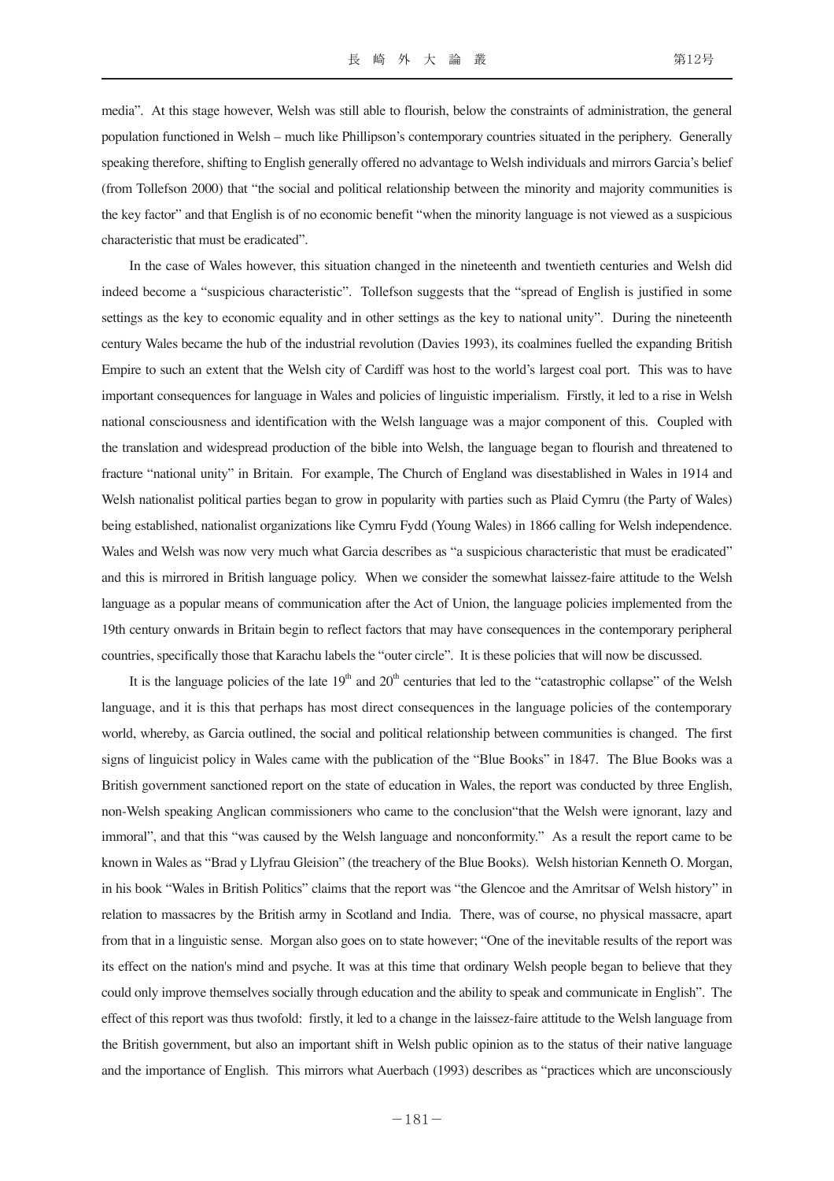media". At this stage however, Welsh was still able to flourish, below the constraints of administration, the general population functioned in Welsh – much like Phillipson's contemporary countries situated in the periphery. Generally speaking therefore, shifting to English generally offered no advantage to Welsh individuals and mirrors Garcia's belief (from Tollefson 2000) that "the social and political relationship between the minority and majority communities is the key factor" and that English is of no economic benefit "when the minority language is not viewed as a suspicious characteristic that must be eradicated".

In the case of Wales however, this situation changed in the nineteenth and twentieth centuries and Welsh did indeed become a "suspicious characteristic". Tollefson suggests that the "spread of English is justified in some settings as the key to economic equality and in other settings as the key to national unity". During the nineteenth century Wales became the hub of the industrial revolution (Davies 1993), its coalmines fuelled the expanding British Empire to such an extent that the Welsh city of Cardiff was host to the world's largest coal port. This was to have important consequences for language in Wales and policies of linguistic imperialism. Firstly, it led to a rise in Welsh national consciousness and identification with the Welsh language was a major component of this. Coupled with the translation and widespread production of the bible into Welsh, the language began to flourish and threatened to fracture "national unity" in Britain. For example, The Church of England was disestablished in Wales in 1914 and Welsh nationalist political parties began to grow in popularity with parties such as Plaid Cymru (the Party of Wales) being established, nationalist organizations like Cymru Fydd (Young Wales) in 1866 calling for Welsh independence. Wales and Welsh was now very much what Garcia describes as "a suspicious characteristic that must be eradicated" and this is mirrored in British language policy. When we consider the somewhat laissez-faire attitude to the Welsh language as a popular means of communication after the Act of Union, the language policies implemented from the 19th century onwards in Britain begin to reflect factors that may have consequences in the contemporary peripheral countries, specifically those that Karachu labels the "outer circle". It is these policies that will now be discussed.

It is the language policies of the late $19^{th}$ and $20^{th}$ centuries that led to the "catastrophic collapse" of the Welsh language, and it is this that perhaps has most direct consequences in the language policies of the contemporary world, whereby, as Garcia outlined, the social and political relationship between communities is changed. The first signs of linguicist policy in Wales came with the publication of the "Blue Books" in 1847. The Blue Books was a British government sanctioned report on the state of education in Wales, the report was conducted by three English, non-Welsh speaking Anglican commissioners who came to the conclusion"that the Welsh were ignorant, lazy and immoral", and that this "was caused by the Welsh language and nonconformity." As a result the report came to be known in Wales as "Brad y Llyfrau Gleision" (the treachery of the Blue Books). Welsh historian Kenneth O. Morgan, in his book "Wales in British Politics" claims that the report was "the Glencoe and the Amritsar of Welsh history" in relation to massacres by the British army in Scotland and India. There, was of course, no physical massacre, apart from that in a linguistic sense. Morgan also goes on to state however; "One of the inevitable results of the report was its effect on the nation's mind and psyche. It was at this time that ordinary Welsh people began to believe that they could only improve themselves socially through education and the ability to speak and communicate in English". The effect of this report was thus twofold: firstly, it led to a change in the laissez-faire attitude to the Welsh language from the British government, but also an important shift in Welsh public opinion as to the status of their native language and the importance of English. This mirrors what Auerbach (1993) describes as "practices which are unconsciously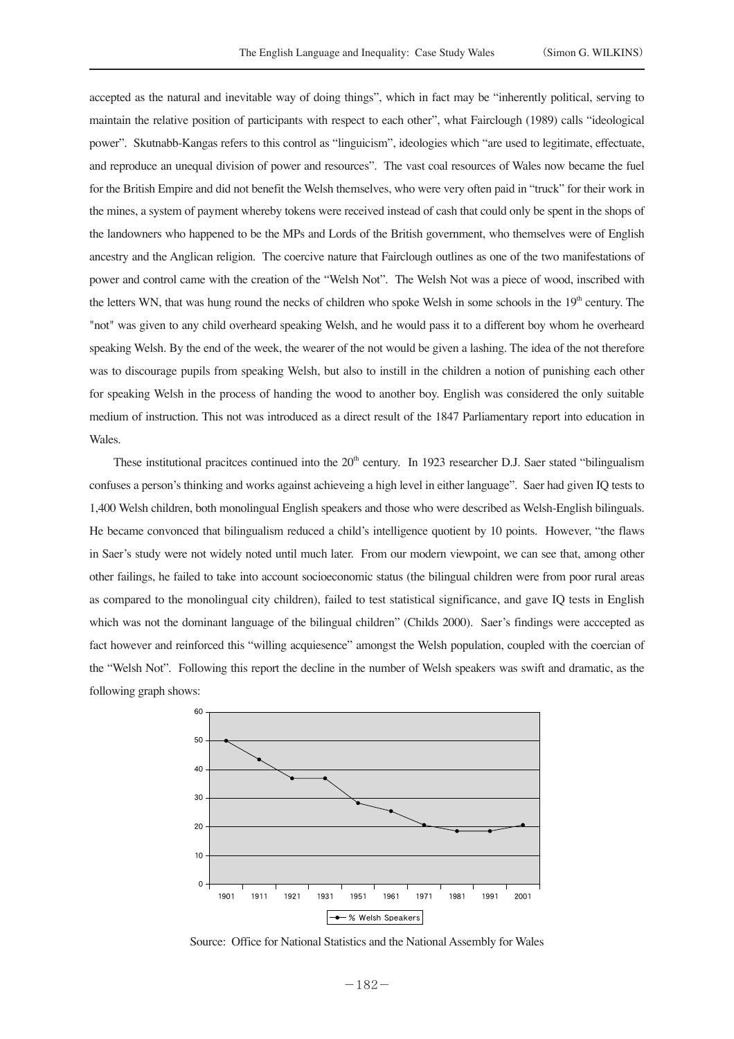accepted as the natural and inevitable way of doing things", which in fact may be "inherently political, serving to maintain the relative position of participants with respect to each other", what Fairclough (1989) calls "ideological power". Skutnabb-Kangas refers to this control as "linguicism", ideologies which "are used to legitimate, effectuate, and reproduce an unequal division of power and resources". The vast coal resources of Wales now became the fuel for the British Empire and did not benefit the Welsh themselves, who were very often paid in "truck" for their work in the mines, a system of payment whereby tokens were received instead of cash that could only be spent in the shops of the landowners who happened to be the MPs and Lords of the British government, who themselves were of English ancestry and the Anglican religion. The coercive nature that Fairclough outlines as one of the two manifestations of power and control came with the creation of the "Welsh Not". The Welsh Not was a piece of wood, inscribed with the letters WN, that was hung round the necks of children who spoke Welsh in some schools in the 19th century. The "not" was given to any child overheard speaking Welsh, and he would pass it to a different boy whom he overheard speaking Welsh. By the end of the week, the wearer of the not would be given a lashing. The idea of the not therefore was to discourage pupils from speaking Welsh, but also to instill in the children a notion of punishing each other for speaking Welsh in the process of handing the wood to another boy. English was considered the only suitable medium of instruction. This not was introduced as a direct result of the 1847 Parliamentary report into education in Wales.

These institutional pracitces continued into the 20th century. In 1923 researcher D.J. Saer stated "bilingualism confuses a person's thinking and works against achieveing a high level in either language". Saer had given IQ tests to 1,400 Welsh children, both monolingual English speakers and those who were described as Welsh-English bilinguals. He became convonced that bilingualism reduced a child's intelligence quotient by 10 points. However, "the flaws in Saer's study were not widely noted until much later. From our modern viewpoint, we can see that, among other other failings, he failed to take into account socioeconomic status (the bilingual children were from poor rural areas as compared to the monolingual city children), failed to test statistical significance, and gave IQ tests in English which was not the dominant language of the bilingual children" (Childs 2000). Saer's findings were acccepted as fact however and reinforced this "willing acquiesence" amongst the Welsh population, coupled with the coercian of the "Welsh Not". Following this report the decline in the number of Welsh speakers was swift and dramatic, as the following graph shows:

Source: Office for National Statistics and the National Assembly for Wales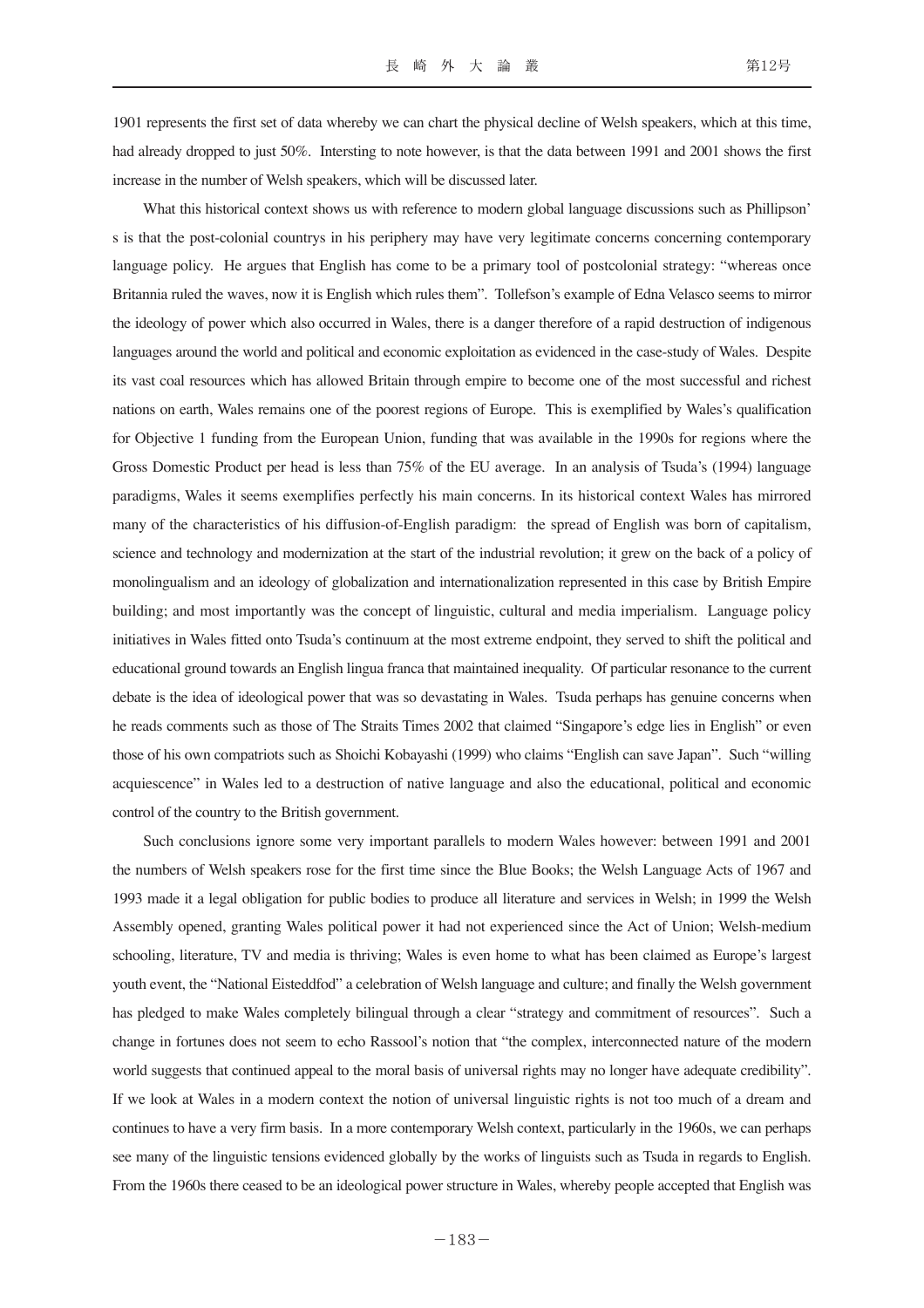1901 represents the first set of data whereby we can chart the physical decline of Welsh speakers, which at this time, had already dropped to just 50%. Intersting to note however, is that the data between 1991 and 2001 shows the first increase in the number of Welsh speakers, which will be discussed later.

What this historical context shows us with reference to modern global language discussions such as Phillipson's is that the post-colonial countrys in his periphery may have very legitimate concerns concerning contemporary language policy. He argues that English has come to be a primary tool of postcolonial strategy: "whereas once Britannia ruled the waves, now it is English which rules them". Tollefson's example of Edna Velasco seems to mirror the ideology of power which also occurred in Wales, there is a danger therefore of a rapid destruction of indigenous languages around the world and political and economic exploitation as evidenced in the case-study of Wales. Despite its vast coal resources which has allowed Britain through empire to become one of the most successful and richest nations on earth, Wales remains one of the poorest regions of Europe. This is exemplified by Wales's qualification for Objective 1 funding from the European Union, funding that was available in the 1990s for regions where the Gross Domestic Product per head is less than 75% of the EU average. In an analysis of Tsuda's (1994) language paradigms, Wales it seems exemplifies perfectly his main concerns. In its historical context Wales has mirrored many of the characteristics of his diffusion-of-English paradigm: the spread of English was born of capitalism, science and technology and modernization at the start of the industrial revolution; it grew on the back of a policy of monolingualism and an ideology of globalization and internationalization represented in this case by British Empire building; and most importantly was the concept of linguistic, cultural and media imperialism. Language policy initiatives in Wales fitted onto Tsuda's continuum at the most extreme endpoint, they served to shift the political and educational ground towards an English lingua franca that maintained inequality. Of particular resonance to the current debate is the idea of ideological power that was so devastating in Wales. Tsuda perhaps has genuine concerns when he reads comments such as those of The Straits Times 2002 that claimed "Singapore's edge lies in English" or even those of his own compatriots such as Shoichi Kobayashi (1999) who claims "English can save Japan". Such "willing acquiescence" in Wales led to a destruction of native language and also the educational, political and economic control of the country to the British government.

Such conclusions ignore some very important parallels to modern Wales however: between 1991 and 2001 the numbers of Welsh speakers rose for the first time since the Blue Books; the Welsh Language Acts of 1967 and 1993 made it a legal obligation for public bodies to produce all literature and services in Welsh; in 1999 the Welsh Assembly opened, granting Wales political power it had not experienced since the Act of Union; Welsh-medium schooling, literature, TV and media is thriving; Wales is even home to what has been claimed as Europe's largest youth event, the "National Eisteddfod" a celebration of Welsh language and culture; and finally the Welsh government has pledged to make Wales completely bilingual through a clear "strategy and commitment of resources". Such a change in fortunes does not seem to echo Rassool's notion that "the complex, interconnected nature of the modern world suggests that continued appeal to the moral basis of universal rights may no longer have adequate credibility". If we look at Wales in a modern context the notion of universal linguistic rights is not too much of a dream and continues to have a very firm basis. In a more contemporary Welsh context, particularly in the 1960s, we can perhaps see many of the linguistic tensions evidenced globally by the works of linguists such as Tsuda in regards to English. From the 1960s there ceased to be an ideological power structure in Wales, whereby people accepted that English was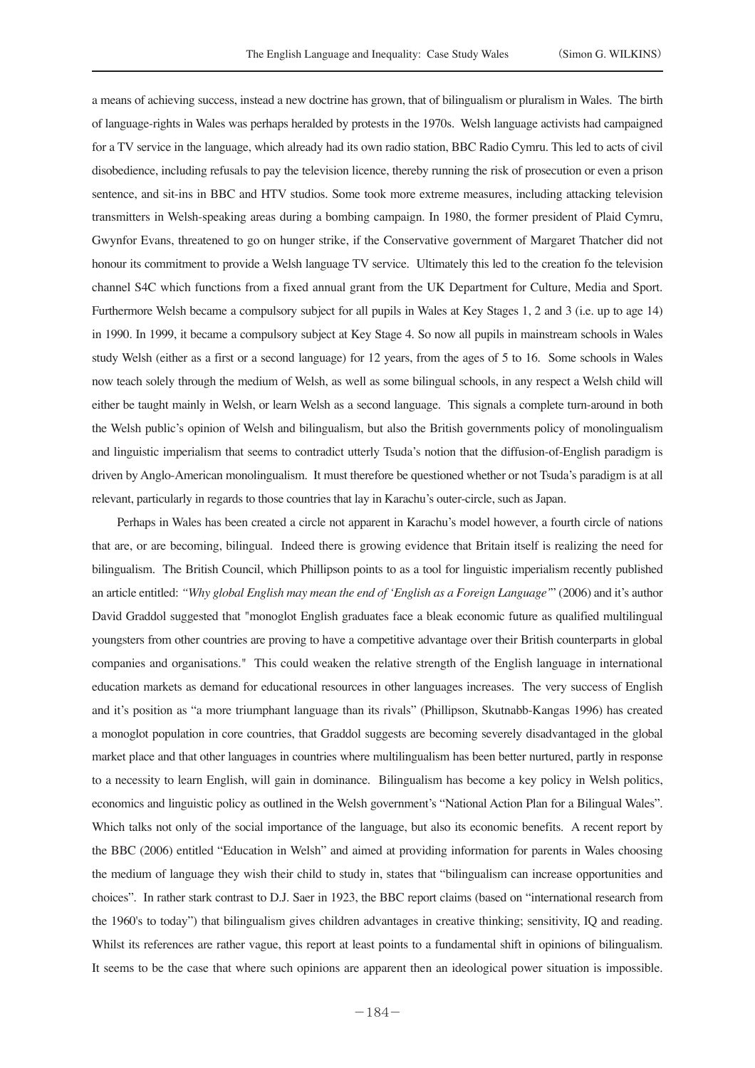a means of achieving success, instead a new doctrine has grown, that of bilingualism or pluralism in Wales. The birth of language-rights in Wales was perhaps heralded by protests in the 1970s. Welsh language activists had campaigned for a TV service in the language, which already had its own radio station, BBC Radio Cymru. This led to acts of civil disobedience, including refusals to pay the television licence, thereby running the risk of prosecution or even a prison sentence, and sit-ins in BBC and HTV studios. Some took more extreme measures, including attacking television transmitters in Welsh-speaking areas during a bombing campaign. In 1980, the former president of Plaid Cymru, Gwynfor Evans, threatened to go on hunger strike, if the Conservative government of Margaret Thatcher did not honour its commitment to provide a Welsh language TV service. Ultimately this led to the creation fo the television channel S4C which functions from a fixed annual grant from the UK Department for Culture, Media and Sport. Furthermore Welsh became a compulsory subject for all pupils in Wales at Key Stages 1, 2 and 3 (i.e. up to age 14) in 1990. In 1999, it became a compulsory subject at Key Stage 4. So now all pupils in mainstream schools in Wales study Welsh (either as a first or a second language) for 12 years, from the ages of 5 to 16. Some schools in Wales now teach solely through the medium of Welsh, as well as some bilingual schools, in any respect a Welsh child will either be taught mainly in Welsh, or learn Welsh as a second language. This signals a complete turn-around in both the Welsh public's opinion of Welsh and bilingualism, but also the British governments policy of monolingualism and linguistic imperialism that seems to contradict utterly Tsuda's notion that the diffusion-of-English paradigm is driven by Anglo-American monolingualism. It must therefore be questioned whether or not Tsuda's paradigm is at all relevant, particularly in regards to those countries that lay in Karachu's outer-circle, such as Japan.

Perhaps in Wales has been created a circle not apparent in Karachu's model however, a fourth circle of nations that are, or are becoming, bilingual. Indeed there is growing evidence that Britain itself is realizing the need for bilingualism. The British Council, which Phillipson points to as a tool for linguistic imperialism recently published an article entitled: *"Why global English may mean the end of 'English as a Foreign Language'"* (2006) and it's author David Graddol suggested that "monoglot English graduates face a bleak economic future as qualified multilingual youngsters from other countries are proving to have a competitive advantage over their British counterparts in global companies and organisations." This could weaken the relative strength of the English language in international education markets as demand for educational resources in other languages increases. The very success of English and it's position as "a more triumphant language than its rivals" (Phillipson, Skutnabb-Kangas 1996) has created a monoglot population in core countries, that Graddol suggests are becoming severely disadvantaged in the global market place and that other languages in countries where multilingualism has been better nurtured, partly in response to a necessity to learn English, will gain in dominance. Bilingualism has become a key policy in Welsh politics, economics and linguistic policy as outlined in the Welsh government's "National Action Plan for a Bilingual Wales". Which talks not only of the social importance of the language, but also its economic benefits. A recent report by the BBC (2006) entitled "Education in Welsh" and aimed at providing information for parents in Wales choosing the medium of language they wish their child to study in, states that "bilingualism can increase opportunities and choices". In rather stark contrast to D.J. Saer in 1923, the BBC report claims (based on "international research from the 1960's to today") that bilingualism gives children advantages in creative thinking; sensitivity, IQ and reading. Whilst its references are rather vague, this report at least points to a fundamental shift in opinions of bilingualism. It seems to be the case that where such opinions are apparent then an ideological power situation is impossible.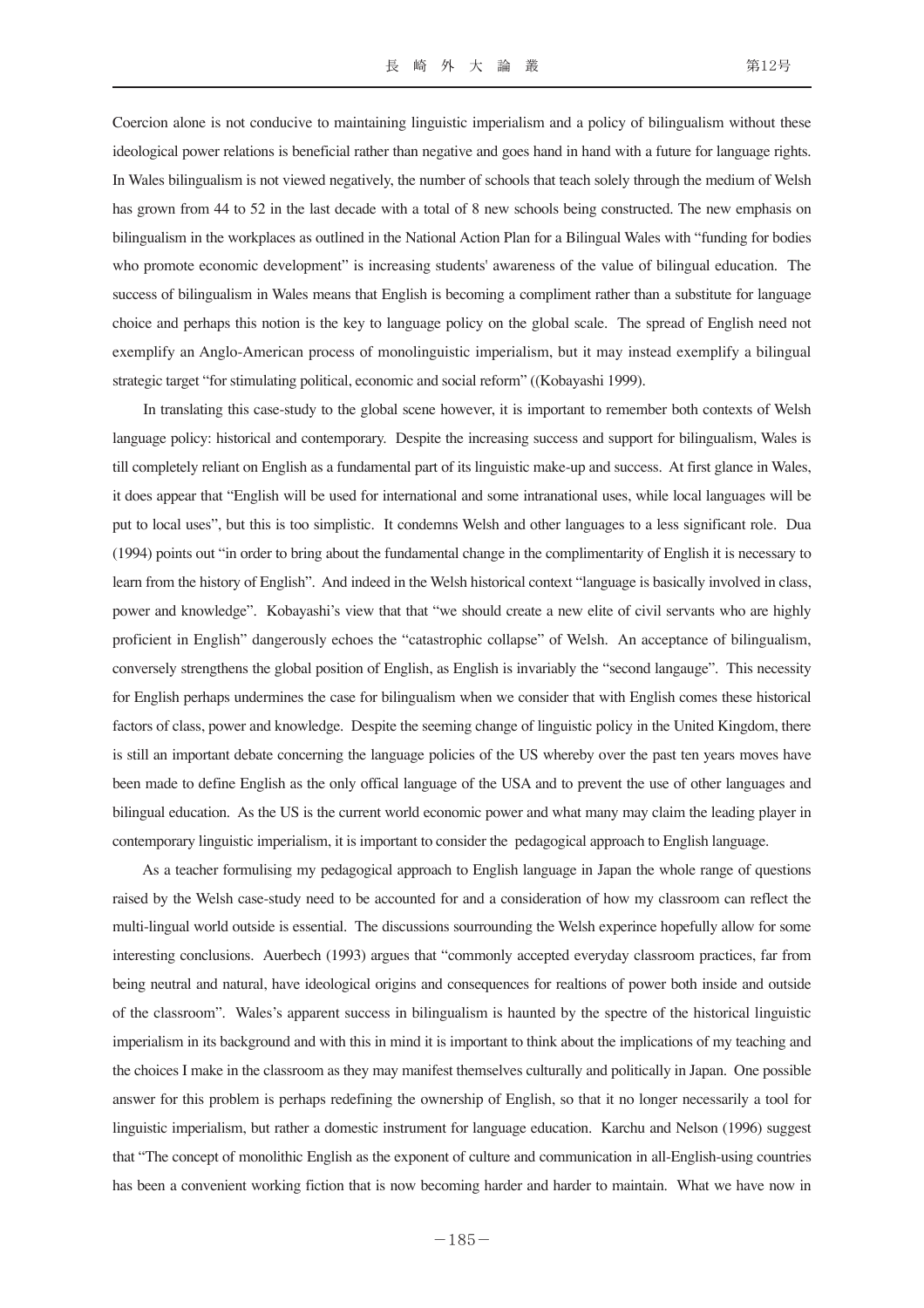Coercion alone is not conducive to maintaining linguistic imperialism and a policy of bilingualism without these ideological power relations is beneficial rather than negative and goes hand in hand with a future for language rights. In Wales bilingualism is not viewed negatively, the number of schools that teach solely through the medium of Welsh has grown from 44 to 52 in the last decade with a total of 8 new schools being constructed. The new emphasis on bilingualism in the workplaces as outlined in the National Action Plan for a Bilingual Wales with "funding for bodies who promote economic development" is increasing students' awareness of the value of bilingual education. The success of bilingualism in Wales means that English is becoming a compliment rather than a substitute for language choice and perhaps this notion is the key to language policy on the global scale. The spread of English need not exemplify an Anglo-American process of monolinguistic imperialism, but it may instead exemplify a bilingual strategic target "for stimulating political, economic and social reform" ((Kobayashi 1999).

In translating this case-study to the global scene however, it is important to remember both contexts of Welsh language policy: historical and contemporary. Despite the increasing success and support for bilingualism, Wales is till completely reliant on English as a fundamental part of its linguistic make-up and success. At first glance in Wales, it does appear that "English will be used for international and some intranational uses, while local languages will be put to local uses", but this is too simplistic. It condemns Welsh and other languages to a less significant role. Dua (1994) points out "in order to bring about the fundamental change in the complimentarity of English it is necessary to learn from the history of English". And indeed in the Welsh historical context "language is basically involved in class, power and knowledge". Kobayashi's view that that "we should create a new elite of civil servants who are highly proficient in English" dangerously echoes the "catastrophic collapse" of Welsh. An acceptance of bilingualism, conversely strengthens the global position of English, as English is invariably the "second langauge". This necessity for English perhaps undermines the case for bilingualism when we consider that with English comes these historical factors of class, power and knowledge. Despite the seeming change of linguistic policy in the United Kingdom, there is still an important debate concerning the language policies of the US whereby over the past ten years moves have been made to define English as the only offical language of the USA and to prevent the use of other languages and bilingual education. As the US is the current world economic power and what many may claim the leading player in contemporary linguistic imperialism, it is important to consider the pedagogical approach to English language.

As a teacher formulising my pedagogical approach to English language in Japan the whole range of questions raised by the Welsh case-study need to be accounted for and a consideration of how my classroom can reflect the multi-lingual world outside is essential. The discussions sourrounding the Welsh experince hopefully allow for some interesting conclusions. Auerbech (1993) argues that "commonly accepted everyday classroom practices, far from being neutral and natural, have ideological origins and consequences for realtions of power both inside and outside of the classroom". Wales's apparent success in bilingualism is haunted by the spectre of the historical linguistic imperialism in its background and with this in mind it is important to think about the implications of my teaching and the choices I make in the classroom as they may manifest themselves culturally and politically in Japan. One possible answer for this problem is perhaps redefining the ownership of English, so that it no longer necessarily a tool for linguistic imperialism, but rather a domestic instrument for language education. Karchu and Nelson (1996) suggest that "The concept of monolithic English as the exponent of culture and communication in all-English-using countries has been a convenient working fiction that is now becoming harder and harder to maintain. What we have now in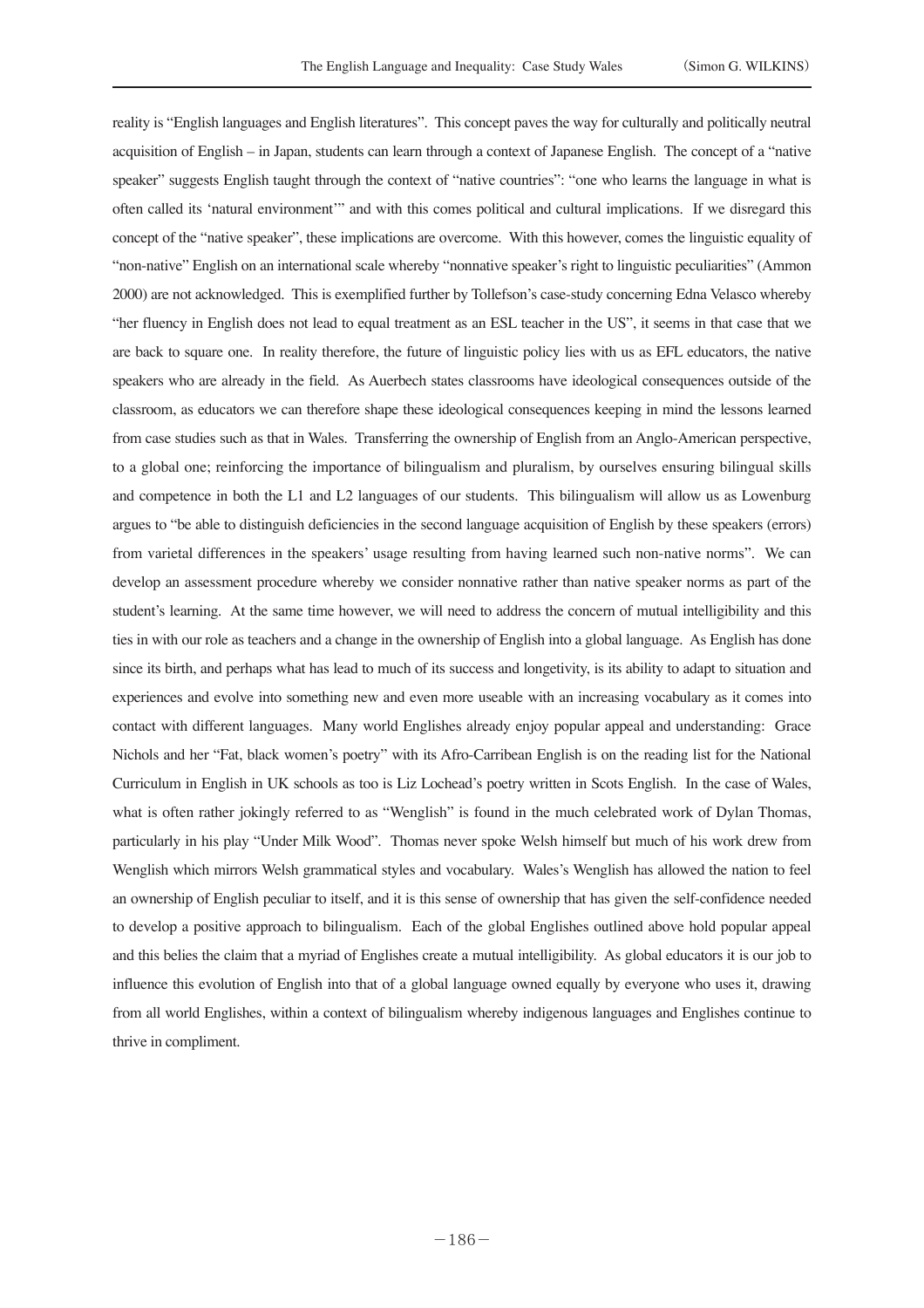reality is "English languages and English literatures". This concept paves the way for culturally and politically neutral acquisition of English – in Japan, students can learn through a context of Japanese English. The concept of a "native speaker" suggests English taught through the context of "native countries": "one who learns the language in what is often called its 'natural environment'" and with this comes political and cultural implications. If we disregard this concept of the "native speaker", these implications are overcome. With this however, comes the linguistic equality of "non-native" English on an international scale whereby "nonnative speaker's right to linguistic peculiarities" (Ammon 2000) are not acknowledged. This is exemplified further by Tollefson's case-study concerning Edna Velasco whereby "her fluency in English does not lead to equal treatment as an ESL teacher in the US", it seems in that case that we are back to square one. In reality therefore, the future of linguistic policy lies with us as EFL educators, the native speakers who are already in the field. As Auerbech states classrooms have ideological consequences outside of the classroom, as educators we can therefore shape these ideological consequences keeping in mind the lessons learned from case studies such as that in Wales. Transferring the ownership of English from an Anglo-American perspective, to a global one; reinforcing the importance of bilingualism and pluralism, by ourselves ensuring bilingual skills and competence in both the L1 and L2 languages of our students. This bilingualism will allow us as Lowenburg argues to "be able to distinguish deficiencies in the second language acquisition of English by these speakers (errors) from varietal differences in the speakers' usage resulting from having learned such non-native norms". We can develop an assessment procedure whereby we consider nonnative rather than native speaker norms as part of the student's learning. At the same time however, we will need to address the concern of mutual intelligibility and this ties in with our role as teachers and a change in the ownership of English into a global language. As English has done since its birth, and perhaps what has lead to much of its success and longetivity, is its ability to adapt to situation and experiences and evolve into something new and even more useable with an increasing vocabulary as it comes into contact with different languages. Many world Englishes already enjoy popular appeal and understanding: Grace Nichols and her "Fat, black women's poetry" with its Afro-Carribean English is on the reading list for the National Curriculum in English in UK schools as too is Liz Lochead's poetry written in Scots English. In the case of Wales, what is often rather jokingly referred to as "Wenglish" is found in the much celebrated work of Dylan Thomas, particularly in his play "Under Milk Wood". Thomas never spoke Welsh himself but much of his work drew from Wenglish which mirrors Welsh grammatical styles and vocabulary. Wales's Wenglish has allowed the nation to feel an ownership of English peculiar to itself, and it is this sense of ownership that has given the self-confidence needed to develop a positive approach to bilingualism. Each of the global Englishes outlined above hold popular appeal and this belies the claim that a myriad of Englishes create a mutual intelligibility. As global educators it is our job to influence this evolution of English into that of a global language owned equally by everyone who uses it, drawing from all world Englishes, within a context of bilingualism whereby indigenous languages and Englishes continue to thrive in compliment.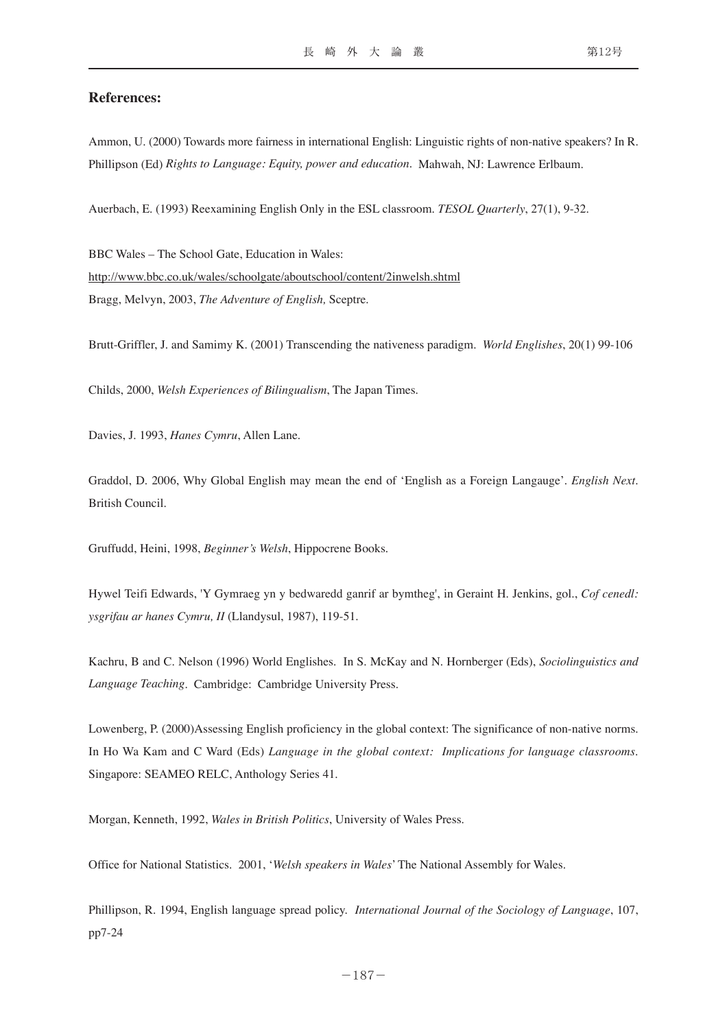## References:

Ammon, U. (2000) Towards more fairness in international English: Linguistic rights of non-native speakers? In R. Phillipson (Ed) *Rights to Language: Equity, power and education*. Mahwah, NJ: Lawrence Erlbaum.

Auerbach, E. (1993) Reexamining English Only in the ESL classroom. *TESOL Quarterly*, 27(1), 9-32.

BBC Wales – The School Gate, Education in Wales:
http://www.bbc.co.uk/wales/schoolgate/aboutschool/content/2inwelsh.shtml
Bragg, Melvyn, 2003, *The Adventure of English,* Sceptre.

Brutt-Griffler, J. and Samimy K. (2001) Transcending the nativeness paradigm. *World Englishes*, 20(1) 99-106

Childs, 2000, *Welsh Experiences of Bilingualism*, The Japan Times.

Davies, J. 1993, *Hanes Cymru*, Allen Lane.

Graddol, D. 2006, Why Global English may mean the end of 'English as a Foreign Langauge'. *English Next*. British Council.

Gruffudd, Heini, 1998, *Beginner's Welsh*, Hippocrene Books.

Hywel Teifi Edwards, 'Y Gymraeg yn y bedwaredd ganrif ar bymtheg', in Geraint H. Jenkins, gol., *Cof cenedl: ysgrifau ar hanes Cymru, II* (Llandysul, 1987), 119-51.

Kachru, B and C. Nelson (1996) World Englishes. In S. McKay and N. Hornberger (Eds), *Sociolinguistics and Language Teaching*. Cambridge: Cambridge University Press.

Lowenberg, P. (2000)Assessing English proficiency in the global context: The significance of non-native norms. In Ho Wa Kam and C Ward (Eds) *Language in the global context: Implications for language classrooms*. Singapore: SEAMEO RELC, Anthology Series 41.

Morgan, Kenneth, 1992, *Wales in British Politics*, University of Wales Press.

Office for National Statistics. 2001, '*Welsh speakers in Wales*' The National Assembly for Wales.

Phillipson, R. 1994, English language spread policy. *International Journal of the Sociology of Language*, 107, pp7-24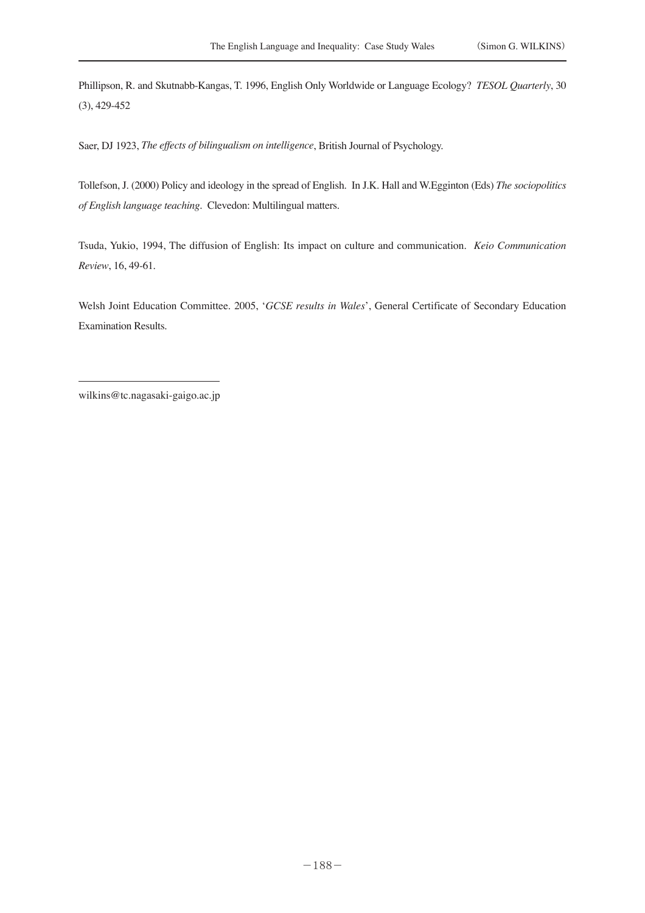Phillipson, R. and Skutnabb-Kangas, T. 1996, English Only Worldwide or Language Ecology? *TESOL Quarterly*, 30 (3), 429-452

Saer, DJ 1923, *The effects of bilingualism on intelligence*, British Journal of Psychology.

Tollefson, J. (2000) Policy and ideology in the spread of English. In J.K. Hall and W.Egginton (Eds) *The sociopolitics of English language teaching*. Clevedon: Multilingual matters.

Tsuda, Yukio, 1994, The diffusion of English: Its impact on culture and communication. *Keio Communication Review*, 16, 49-61.

Welsh Joint Education Committee. 2005, '*GCSE results in Wales*', General Certificate of Secondary Education Examination Results.

---

wilkins@tc.nagasaki-gaigo.ac.jp